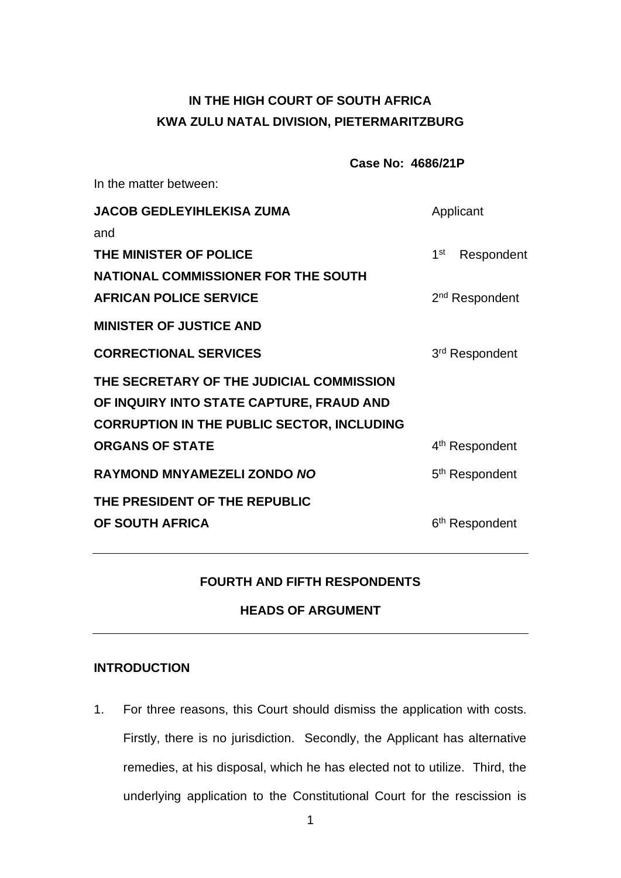**IN THE HIGH COURT OF SOUTH AFRICA**
**KWA ZULU NATAL DIVISION, PIETERMARITZBURG**

**Case No: 4686/21P**

In the matter between:

| | |
|---|---|
| **JACOB GEDLEYIHLEKISA ZUMA** | Applicant |
| and | |
| **THE MINISTER OF POLICE** | 1st Respondent |
| **NATIONAL COMMISSIONER FOR THE SOUTH AFRICAN POLICE SERVICE** | 2nd Respondent |
| **MINISTER OF JUSTICE AND CORRECTIONAL SERVICES** | 3rd Respondent |
| **THE SECRETARY OF THE JUDICIAL COMMISSION OF INQUIRY INTO STATE CAPTURE, FRAUD AND CORRUPTION IN THE PUBLIC SECTOR, INCLUDING ORGANS OF STATE** | 4th Respondent |
| **RAYMOND MNYAMEZELI ZONDO *NO*** | 5th Respondent |
| **THE PRESIDENT OF THE REPUBLIC OF SOUTH AFRICA** | 6th Respondent |

---

**FOURTH AND FIFTH RESPONDENTS**

**HEADS OF ARGUMENT**

---

**INTRODUCTION**

1. For three reasons, this Court should dismiss the application with costs. Firstly, there is no jurisdiction. Secondly, the Applicant has alternative remedies, at his disposal, which he has elected not to utilize. Third, the underlying application to the Constitutional Court for the rescission is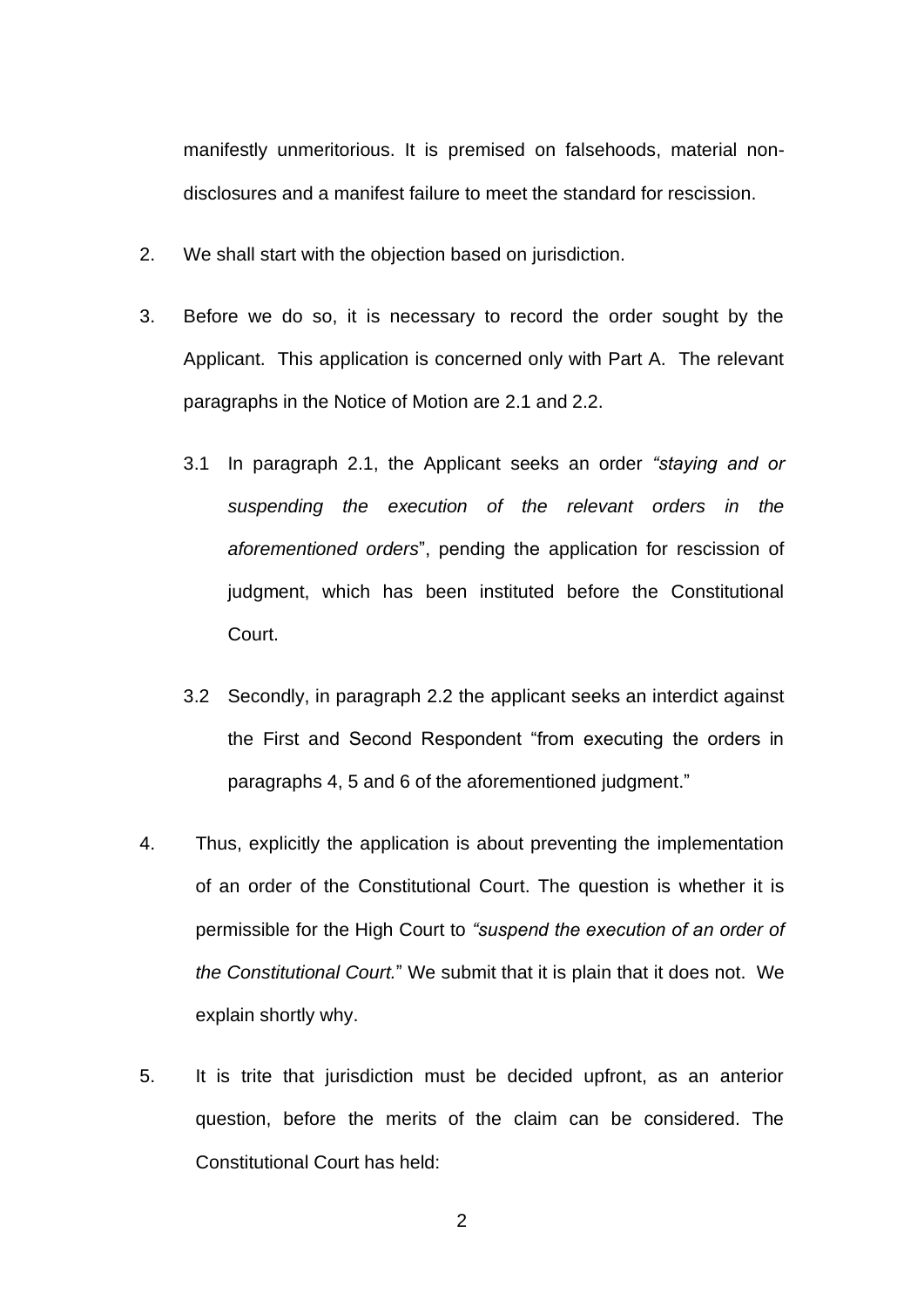manifestly unmeritorious. It is premised on falsehoods, material non-disclosures and a manifest failure to meet the standard for rescission.

2. We shall start with the objection based on jurisdiction.

3. Before we do so, it is necessary to record the order sought by the Applicant. This application is concerned only with Part A. The relevant paragraphs in the Notice of Motion are 2.1 and 2.2.

   3.1 In paragraph 2.1, the Applicant seeks an order *"staying and or suspending the execution of the relevant orders in the aforementioned orders*", pending the application for rescission of judgment, which has been instituted before the Constitutional Court.

   3.2 Secondly, in paragraph 2.2 the applicant seeks an interdict against the First and Second Respondent "from executing the orders in paragraphs 4, 5 and 6 of the aforementioned judgment."

4. Thus, explicitly the application is about preventing the implementation of an order of the Constitutional Court. The question is whether it is permissible for the High Court to *"suspend the execution of an order of the Constitutional Court.*" We submit that it is plain that it does not. We explain shortly why.

5. It is trite that jurisdiction must be decided upfront, as an anterior question, before the merits of the claim can be considered. The Constitutional Court has held: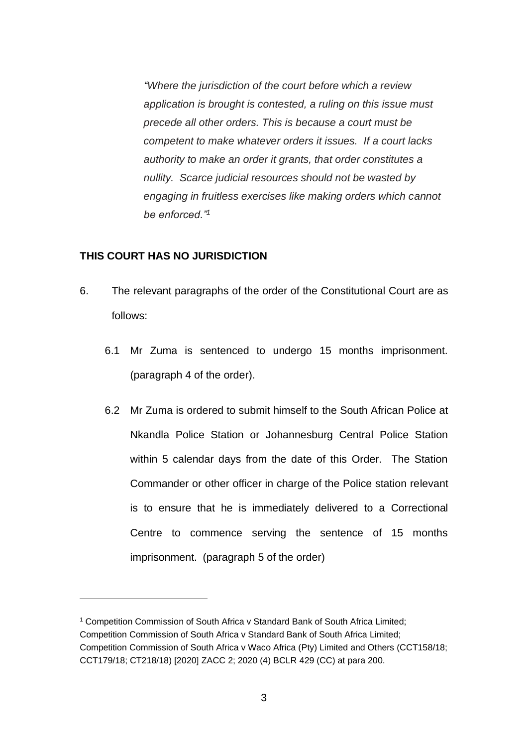> *"Where the jurisdiction of the court before which a review application is brought is contested, a ruling on this issue must precede all other orders. This is because a court must be competent to make whatever orders it issues. If a court lacks authority to make an order it grants, that order constitutes a nullity. Scarce judicial resources should not be wasted by engaging in fruitless exercises like making orders which cannot be enforced."*[1]

**THIS COURT HAS NO JURISDICTION**

6. The relevant paragraphs of the order of the Constitutional Court are as follows:

   6.1 Mr Zuma is sentenced to undergo 15 months imprisonment. (paragraph 4 of the order).

   6.2 Mr Zuma is ordered to submit himself to the South African Police at Nkandla Police Station or Johannesburg Central Police Station within 5 calendar days from the date of this Order. The Station Commander or other officer in charge of the Police station relevant is to ensure that he is immediately delivered to a Correctional Centre to commence serving the sentence of 15 months imprisonment. (paragraph 5 of the order)

---

[1] Competition Commission of South Africa v Standard Bank of South Africa Limited; Competition Commission of South Africa v Standard Bank of South Africa Limited; Competition Commission of South Africa v Waco Africa (Pty) Limited and Others (CCT158/18; CCT179/18; CT218/18) [2020] ZACC 2; 2020 (4) BCLR 429 (CC) at para 200.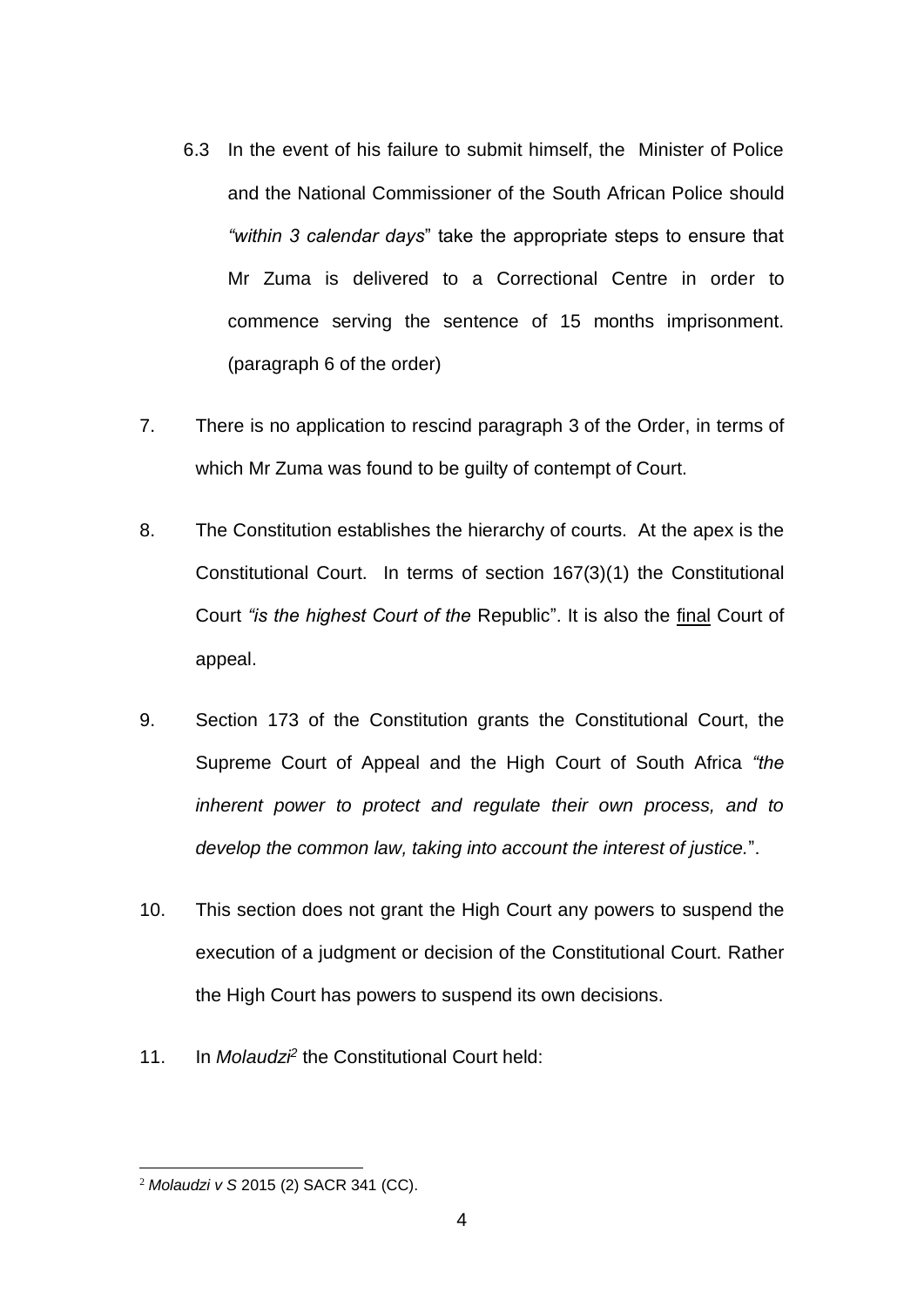6.3 In the event of his failure to submit himself, the Minister of Police and the National Commissioner of the South African Police should *"within 3 calendar days*" take the appropriate steps to ensure that Mr Zuma is delivered to a Correctional Centre in order to commence serving the sentence of 15 months imprisonment. (paragraph 6 of the order)

7. There is no application to rescind paragraph 3 of the Order, in terms of which Mr Zuma was found to be guilty of contempt of Court.

8. The Constitution establishes the hierarchy of courts. At the apex is the Constitutional Court. In terms of section 167(3)(1) the Constitutional Court *"is the highest Court of the* Republic". It is also the final Court of appeal.

9. Section 173 of the Constitution grants the Constitutional Court, the Supreme Court of Appeal and the High Court of South Africa *"the inherent power to protect and regulate their own process, and to develop the common law, taking into account the interest of justice.*".

10. This section does not grant the High Court any powers to suspend the execution of a judgment or decision of the Constitutional Court. Rather the High Court has powers to suspend its own decisions.

11. In *Molaudzi*[2] the Constitutional Court held:

---

[2] *Molaudzi v S* 2015 (2) SACR 341 (CC).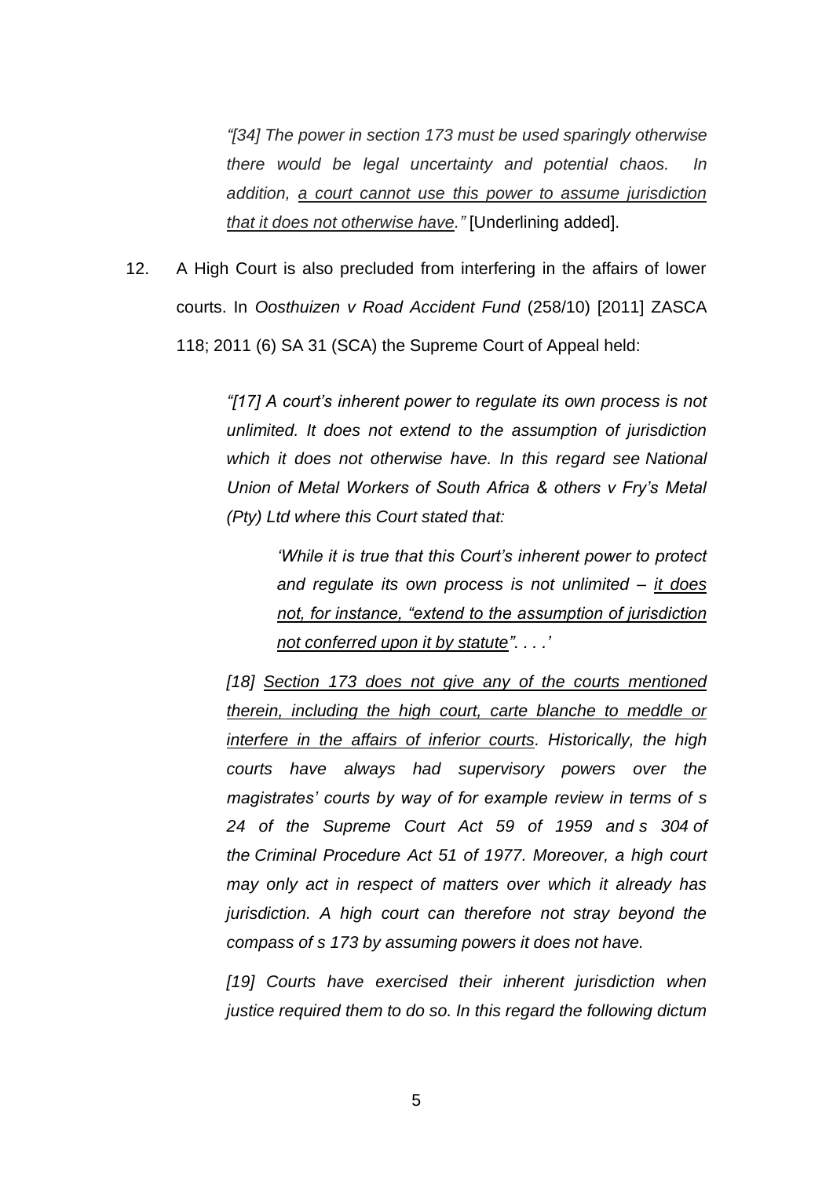> *"[34] The power in section 173 must be used sparingly otherwise there would be legal uncertainty and potential chaos. In addition, a court cannot use this power to assume jurisdiction that it does not otherwise have."* [Underlining added].

12. A High Court is also precluded from interfering in the affairs of lower courts. In *Oosthuizen v Road Accident Fund* (258/10) [2011] ZASCA 118; 2011 (6) SA 31 (SCA) the Supreme Court of Appeal held:

> *"[17] A court's inherent power to regulate its own process is not unlimited. It does not extend to the assumption of jurisdiction which it does not otherwise have. In this regard see National Union of Metal Workers of South Africa & others v Fry's Metal (Pty) Ltd where this Court stated that:*
>
> > *'While it is true that this Court's inherent power to protect and regulate its own process is not unlimited – it does not, for instance, "extend to the assumption of jurisdiction not conferred upon it by statute". . . .'*
>
> *[18] Section 173 does not give any of the courts mentioned therein, including the high court, carte blanche to meddle or interfere in the affairs of inferior courts. Historically, the high courts have always had supervisory powers over the magistrates' courts by way of for example review in terms of s 24 of the Supreme Court Act 59 of 1959 and s 304 of the Criminal Procedure Act 51 of 1977. Moreover, a high court may only act in respect of matters over which it already has jurisdiction. A high court can therefore not stray beyond the compass of s 173 by assuming powers it does not have.*
>
> *[19] Courts have exercised their inherent jurisdiction when justice required them to do so. In this regard the following dictum*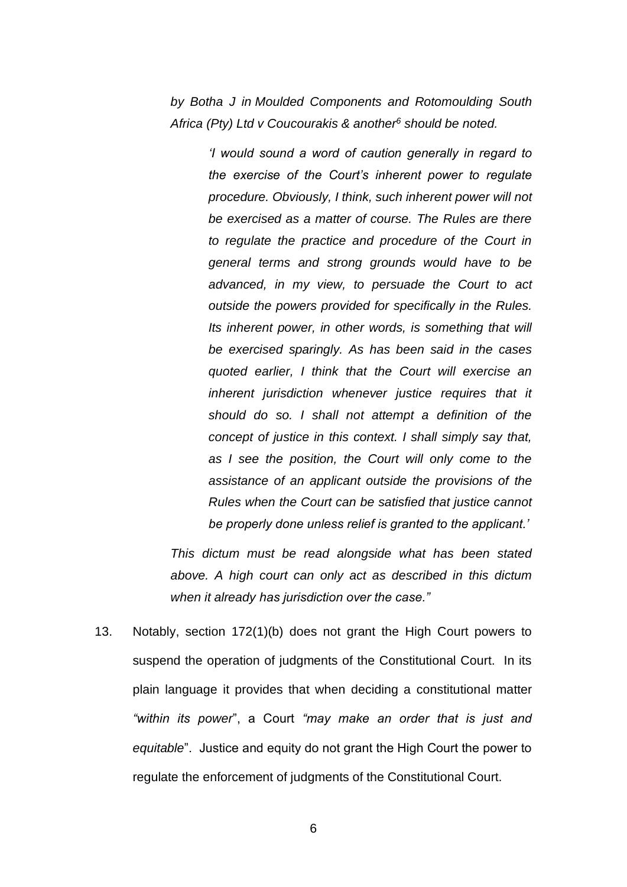*by Botha J in Moulded Components and Rotomoulding South Africa (Pty) Ltd v Coucourakis & another*[6] *should be noted.*

> *'I would sound a word of caution generally in regard to the exercise of the Court's inherent power to regulate procedure. Obviously, I think, such inherent power will not be exercised as a matter of course. The Rules are there to regulate the practice and procedure of the Court in general terms and strong grounds would have to be advanced, in my view, to persuade the Court to act outside the powers provided for specifically in the Rules. Its inherent power, in other words, is something that will be exercised sparingly. As has been said in the cases quoted earlier, I think that the Court will exercise an inherent jurisdiction whenever justice requires that it should do so. I shall not attempt a definition of the concept of justice in this context. I shall simply say that, as I see the position, the Court will only come to the assistance of an applicant outside the provisions of the Rules when the Court can be satisfied that justice cannot be properly done unless relief is granted to the applicant.'*

*This dictum must be read alongside what has been stated above. A high court can only act as described in this dictum when it already has jurisdiction over the case."*

13. Notably, section 172(1)(b) does not grant the High Court powers to suspend the operation of judgments of the Constitutional Court. In its plain language it provides that when deciding a constitutional matter *"within its power*", a Court *"may make an order that is just and equitable*". Justice and equity do not grant the High Court the power to regulate the enforcement of judgments of the Constitutional Court.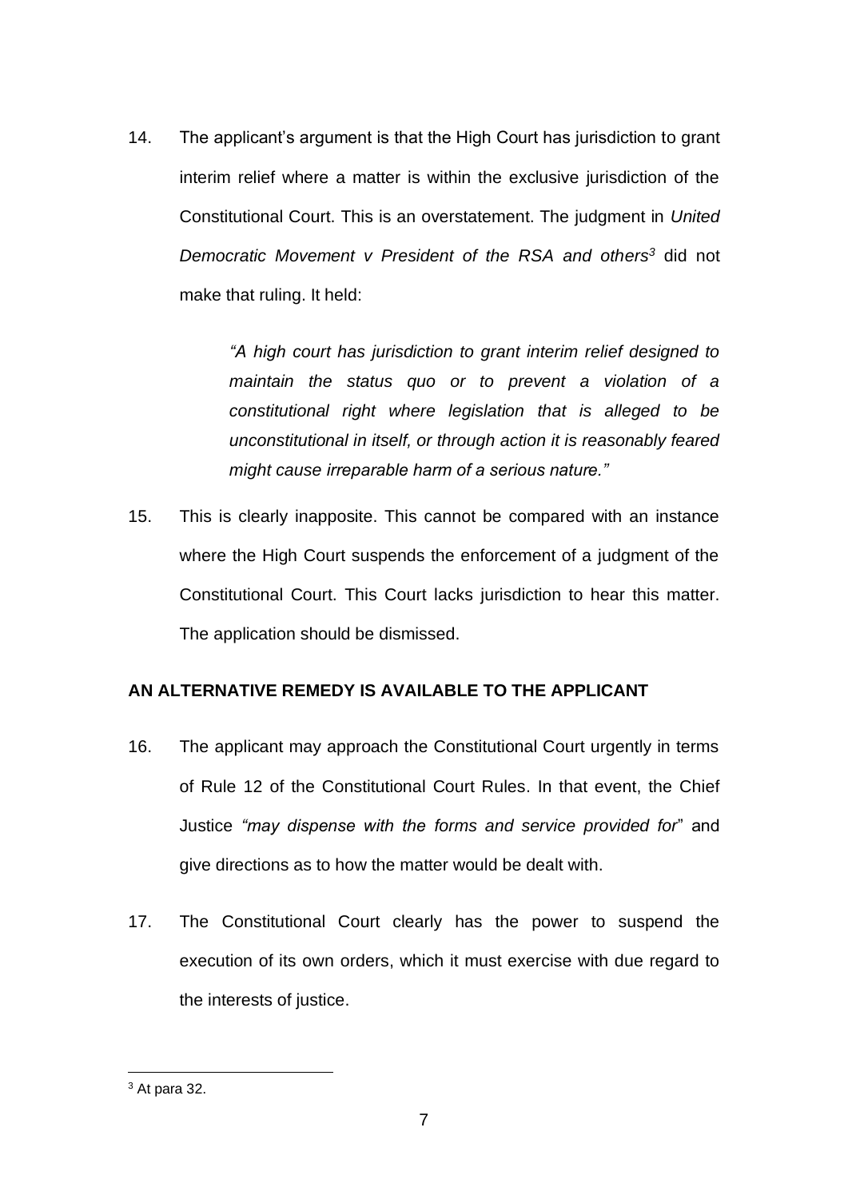14. The applicant's argument is that the High Court has jurisdiction to grant interim relief where a matter is within the exclusive jurisdiction of the Constitutional Court. This is an overstatement. The judgment in *United Democratic Movement v President of the RSA and others*[3] did not make that ruling. It held:

> *"A high court has jurisdiction to grant interim relief designed to maintain the status quo or to prevent a violation of a constitutional right where legislation that is alleged to be unconstitutional in itself, or through action it is reasonably feared might cause irreparable harm of a serious nature."*

15. This is clearly inapposite. This cannot be compared with an instance where the High Court suspends the enforcement of a judgment of the Constitutional Court. This Court lacks jurisdiction to hear this matter. The application should be dismissed.

**AN ALTERNATIVE REMEDY IS AVAILABLE TO THE APPLICANT**

16. The applicant may approach the Constitutional Court urgently in terms of Rule 12 of the Constitutional Court Rules. In that event, the Chief Justice *"may dispense with the forms and service provided for"* and give directions as to how the matter would be dealt with.

17. The Constitutional Court clearly has the power to suspend the execution of its own orders, which it must exercise with due regard to the interests of justice.

---

[3] At para 32.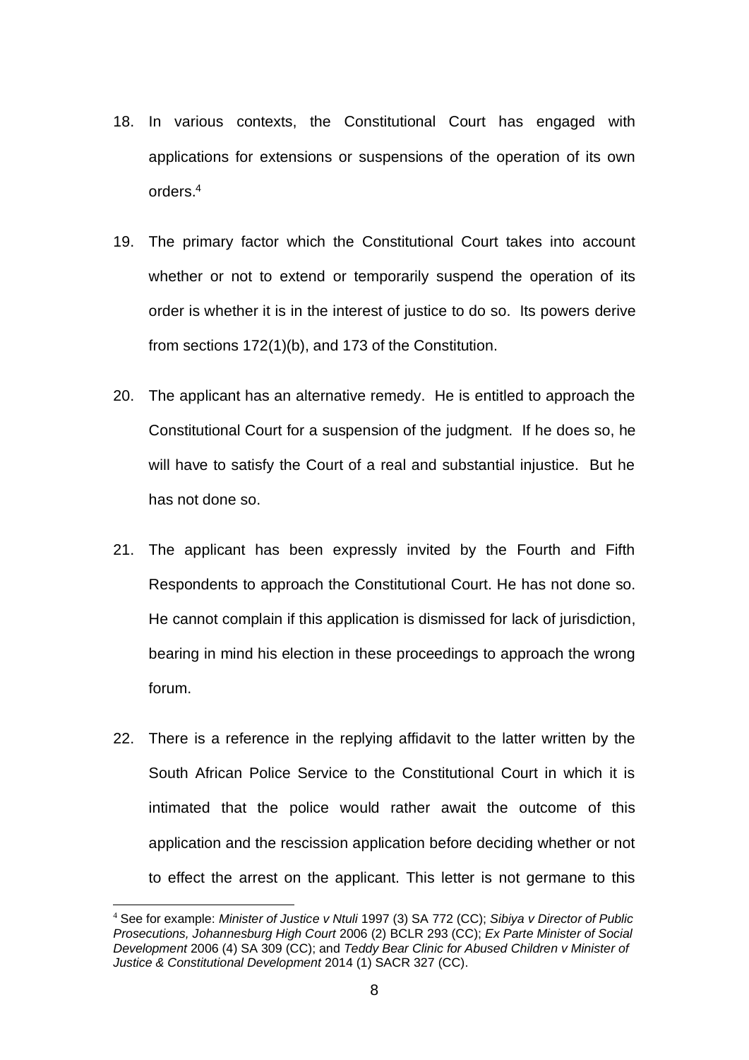18. In various contexts, the Constitutional Court has engaged with applications for extensions or suspensions of the operation of its own orders.[4]

19. The primary factor which the Constitutional Court takes into account whether or not to extend or temporarily suspend the operation of its order is whether it is in the interest of justice to do so. Its powers derive from sections 172(1)(b), and 173 of the Constitution.

20. The applicant has an alternative remedy. He is entitled to approach the Constitutional Court for a suspension of the judgment. If he does so, he will have to satisfy the Court of a real and substantial injustice. But he has not done so.

21. The applicant has been expressly invited by the Fourth and Fifth Respondents to approach the Constitutional Court. He has not done so. He cannot complain if this application is dismissed for lack of jurisdiction, bearing in mind his election in these proceedings to approach the wrong forum.

22. There is a reference in the replying affidavit to the latter written by the South African Police Service to the Constitutional Court in which it is intimated that the police would rather await the outcome of this application and the rescission application before deciding whether or not to effect the arrest on the applicant. This letter is not germane to this

---

[4] See for example: *Minister of Justice v Ntuli* 1997 (3) SA 772 (CC); *Sibiya v Director of Public Prosecutions, Johannesburg High Court* 2006 (2) BCLR 293 (CC); *Ex Parte Minister of Social Development* 2006 (4) SA 309 (CC); and *Teddy Bear Clinic for Abused Children v Minister of Justice & Constitutional Development* 2014 (1) SACR 327 (CC).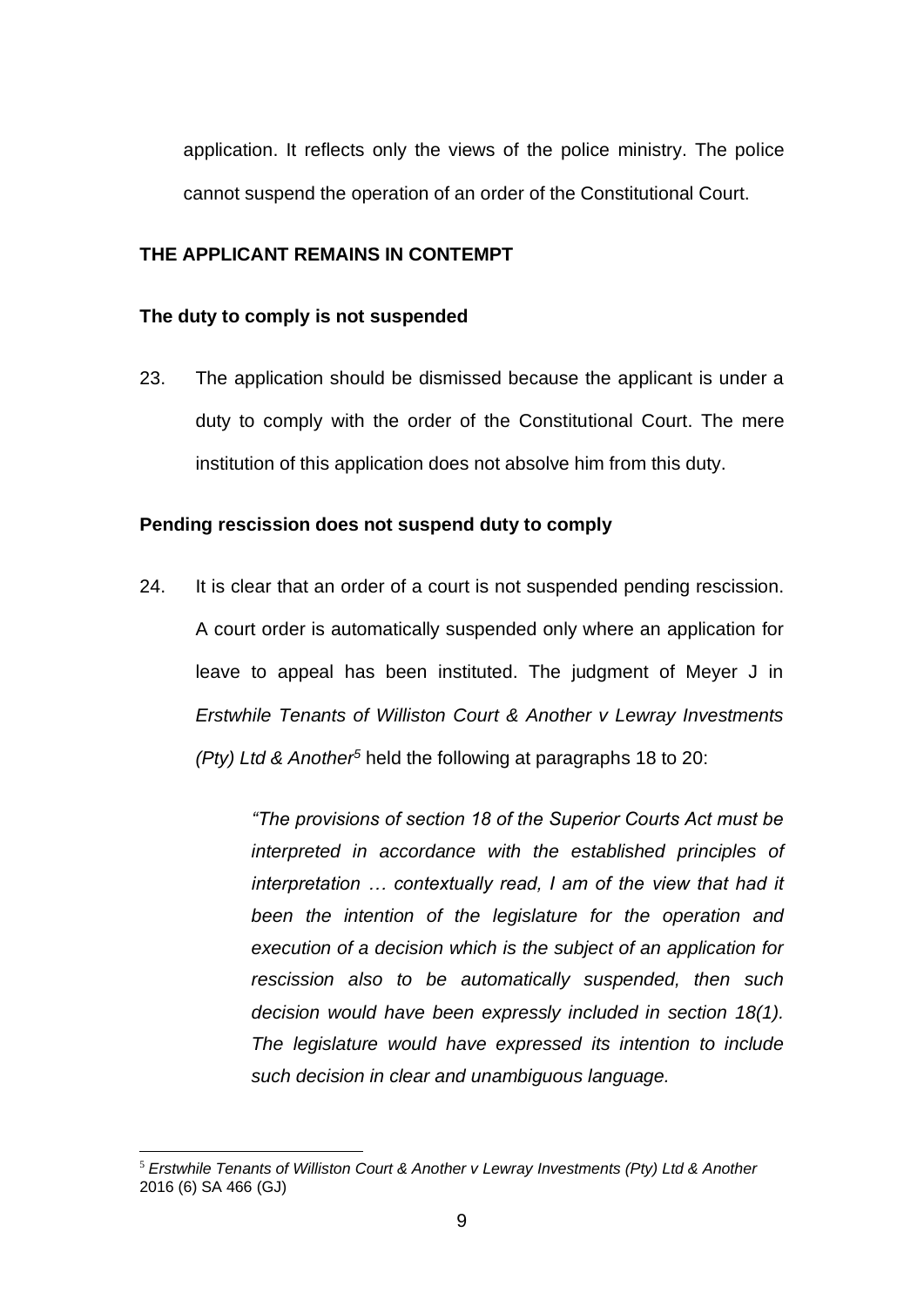application. It reflects only the views of the police ministry. The police cannot suspend the operation of an order of the Constitutional Court.

## THE APPLICANT REMAINS IN CONTEMPT

### The duty to comply is not suspended

23. The application should be dismissed because the applicant is under a duty to comply with the order of the Constitutional Court. The mere institution of this application does not absolve him from this duty.

### Pending rescission does not suspend duty to comply

24. It is clear that an order of a court is not suspended pending rescission. A court order is automatically suspended only where an application for leave to appeal has been instituted. The judgment of Meyer J in *Erstwhile Tenants of Williston Court & Another v Lewray Investments (Pty) Ltd & Another*[5] held the following at paragraphs 18 to 20:

> *"The provisions of section 18 of the Superior Courts Act must be interpreted in accordance with the established principles of interpretation … contextually read, I am of the view that had it been the intention of the legislature for the operation and execution of a decision which is the subject of an application for rescission also to be automatically suspended, then such decision would have been expressly included in section 18(1). The legislature would have expressed its intention to include such decision in clear and unambiguous language.*

---

[5] *Erstwhile Tenants of Williston Court & Another v Lewray Investments (Pty) Ltd & Another* 2016 (6) SA 466 (GJ)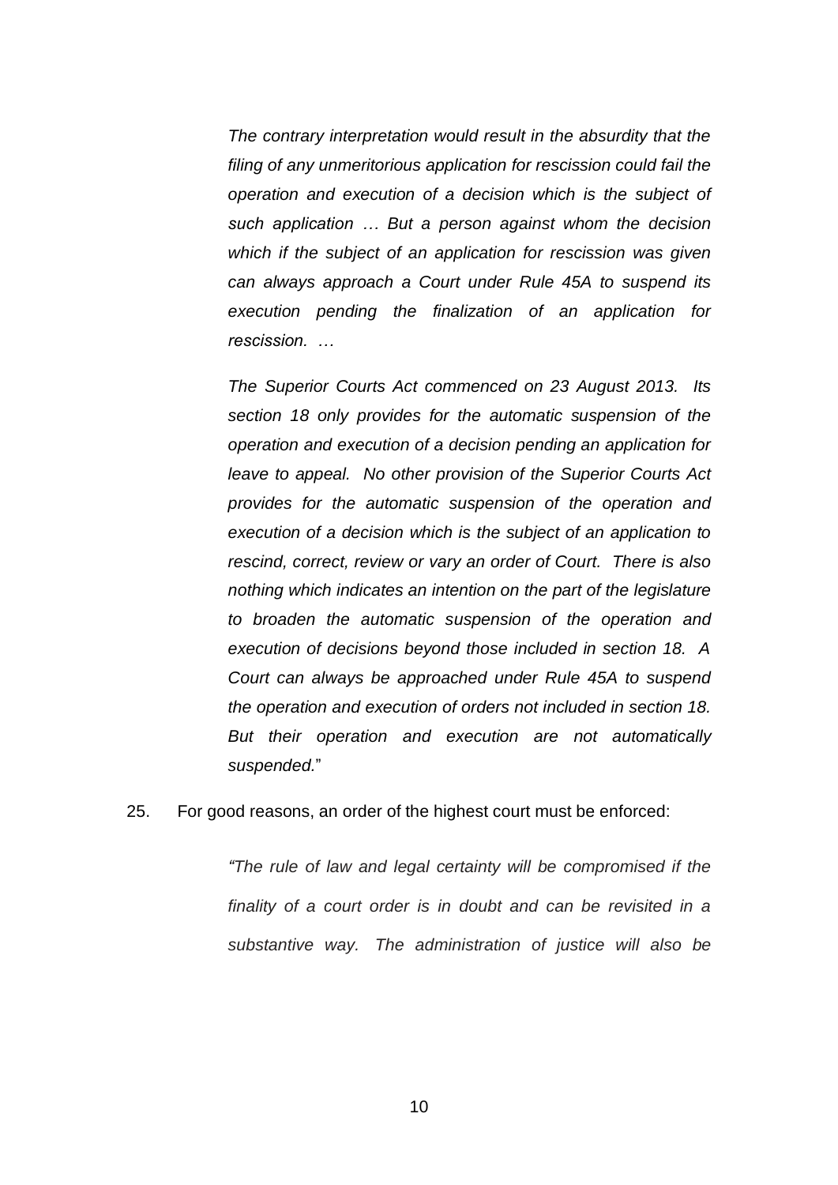> *The contrary interpretation would result in the absurdity that the filing of any unmeritorious application for rescission could fail the operation and execution of a decision which is the subject of such application … But a person against whom the decision which if the subject of an application for rescission was given can always approach a Court under Rule 45A to suspend its execution pending the finalization of an application for rescission. …*
>
> *The Superior Courts Act commenced on 23 August 2013. Its section 18 only provides for the automatic suspension of the operation and execution of a decision pending an application for leave to appeal. No other provision of the Superior Courts Act provides for the automatic suspension of the operation and execution of a decision which is the subject of an application to rescind, correct, review or vary an order of Court. There is also nothing which indicates an intention on the part of the legislature to broaden the automatic suspension of the operation and execution of decisions beyond those included in section 18. A Court can always be approached under Rule 45A to suspend the operation and execution of orders not included in section 18. But their operation and execution are not automatically suspended.*"

25. For good reasons, an order of the highest court must be enforced:

> *"The rule of law and legal certainty will be compromised if the finality of a court order is in doubt and can be revisited in a substantive way. The administration of justice will also be*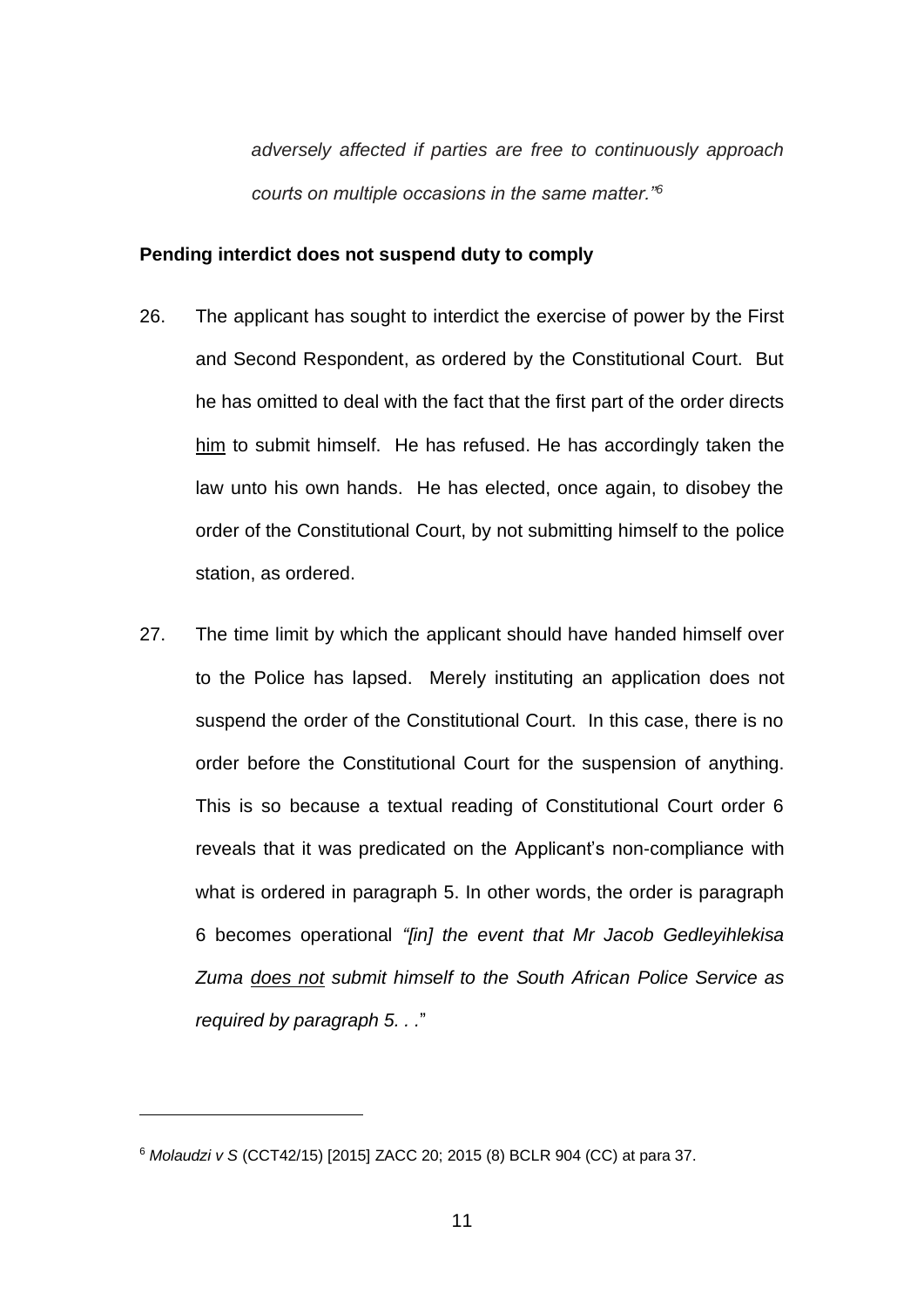*adversely affected if parties are free to continuously approach courts on multiple occasions in the same matter."*[6]

**Pending interdict does not suspend duty to comply**

26. The applicant has sought to interdict the exercise of power by the First and Second Respondent, as ordered by the Constitutional Court. But he has omitted to deal with the fact that the first part of the order directs <u>him</u> to submit himself. He has refused. He has accordingly taken the law unto his own hands. He has elected, once again, to disobey the order of the Constitutional Court, by not submitting himself to the police station, as ordered.

27. The time limit by which the applicant should have handed himself over to the Police has lapsed. Merely instituting an application does not suspend the order of the Constitutional Court. In this case, there is no order before the Constitutional Court for the suspension of anything. This is so because a textual reading of Constitutional Court order 6 reveals that it was predicated on the Applicant's non-compliance with what is ordered in paragraph 5. In other words, the order is paragraph 6 becomes operational *"[in] the event that Mr Jacob Gedleyihlekisa Zuma <u>does not</u> submit himself to the South African Police Service as required by paragraph 5. . ."*

---

[6] *Molaudzi v S* (CCT42/15) [2015] ZACC 20; 2015 (8) BCLR 904 (CC) at para 37.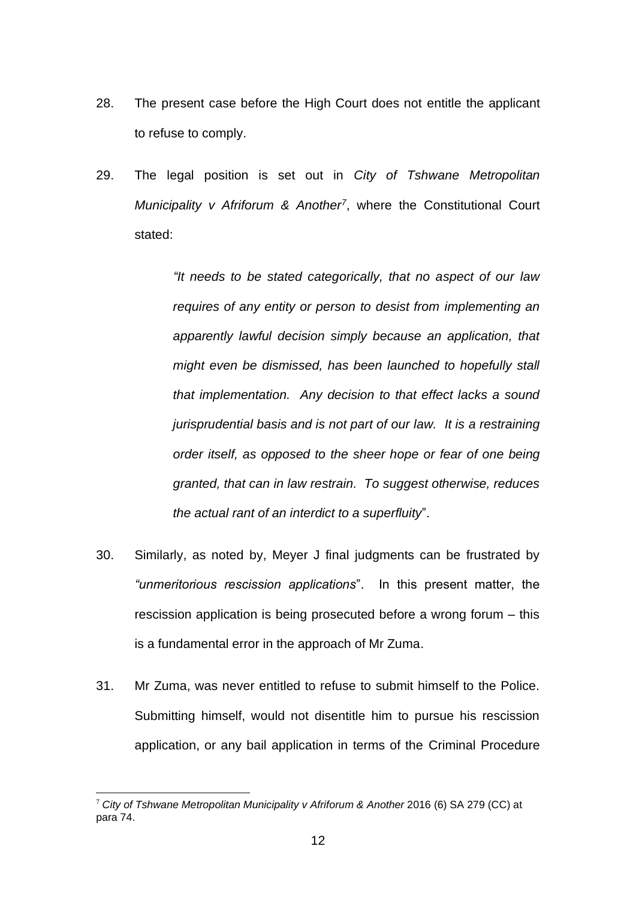28. The present case before the High Court does not entitle the applicant to refuse to comply.

29. The legal position is set out in *City of Tshwane Metropolitan Municipality v Afriforum & Another*[7], where the Constitutional Court stated:

> *"It needs to be stated categorically, that no aspect of our law requires of any entity or person to desist from implementing an apparently lawful decision simply because an application, that might even be dismissed, has been launched to hopefully stall that implementation. Any decision to that effect lacks a sound jurisprudential basis and is not part of our law. It is a restraining order itself, as opposed to the sheer hope or fear of one being granted, that can in law restrain. To suggest otherwise, reduces the actual rant of an interdict to a superfluity*".

30. Similarly, as noted by, Meyer J final judgments can be frustrated by *"unmeritorious rescission applications*". In this present matter, the rescission application is being prosecuted before a wrong forum – this is a fundamental error in the approach of Mr Zuma.

31. Mr Zuma, was never entitled to refuse to submit himself to the Police. Submitting himself, would not disentitle him to pursue his rescission application, or any bail application in terms of the Criminal Procedure

---

[7] *City of Tshwane Metropolitan Municipality v Afriforum & Another* 2016 (6) SA 279 (CC) at para 74.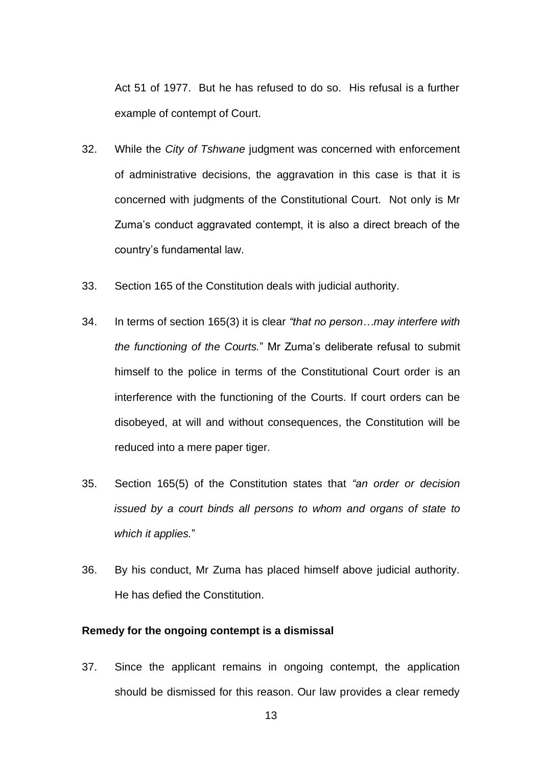Act 51 of 1977. But he has refused to do so. His refusal is a further example of contempt of Court.

32. While the *City of Tshwane* judgment was concerned with enforcement of administrative decisions, the aggravation in this case is that it is concerned with judgments of the Constitutional Court. Not only is Mr Zuma's conduct aggravated contempt, it is also a direct breach of the country's fundamental law.

33. Section 165 of the Constitution deals with judicial authority.

34. In terms of section 165(3) it is clear *"that no person…may interfere with the functioning of the Courts.*" Mr Zuma's deliberate refusal to submit himself to the police in terms of the Constitutional Court order is an interference with the functioning of the Courts. If court orders can be disobeyed, at will and without consequences, the Constitution will be reduced into a mere paper tiger.

35. Section 165(5) of the Constitution states that *"an order or decision issued by a court binds all persons to whom and organs of state to which it applies.*"

36. By his conduct, Mr Zuma has placed himself above judicial authority. He has defied the Constitution.

**Remedy for the ongoing contempt is a dismissal**

37. Since the applicant remains in ongoing contempt, the application should be dismissed for this reason. Our law provides a clear remedy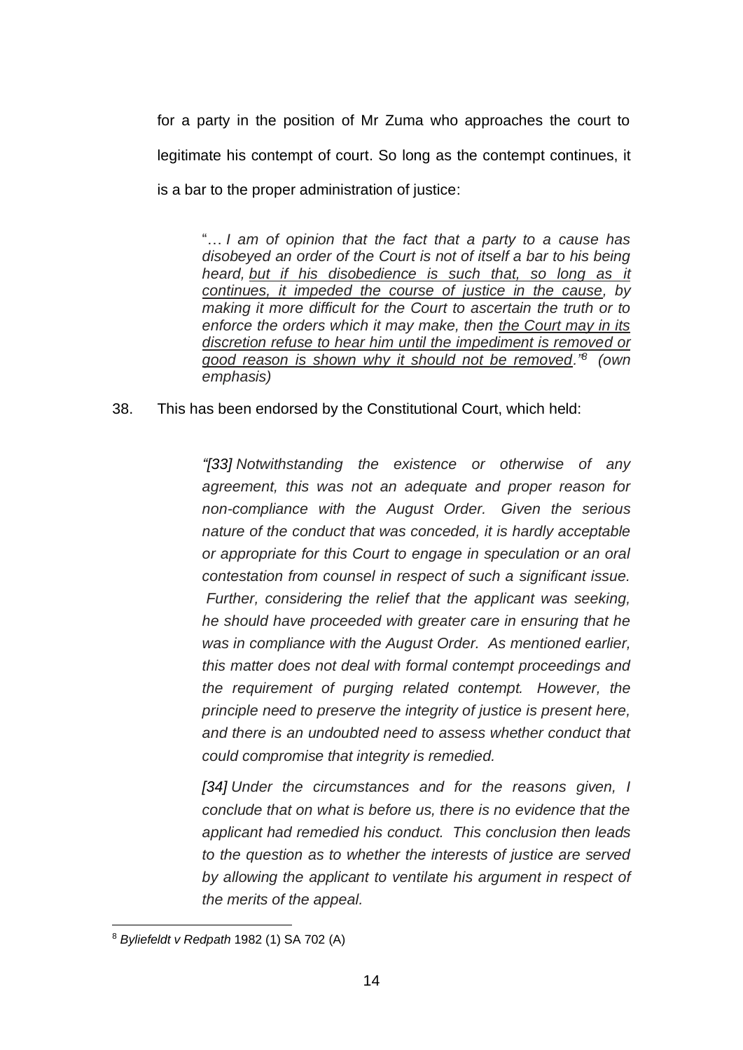for a party in the position of Mr Zuma who approaches the court to legitimate his contempt of court. So long as the contempt continues, it is a bar to the proper administration of justice:

> "… *I am of opinion that the fact that a party to a cause has disobeyed an order of the Court is not of itself a bar to his being heard, <u>but if his disobedience is such that, so long as it continues, it impeded the course of justice in the cause</u>, by making it more difficult for the Court to ascertain the truth or to enforce the orders which it may make, then <u>the Court may in its discretion refuse to hear him until the impediment is removed or good reason is shown why it should not be removed</u>."*[8] *(own emphasis)*

38. This has been endorsed by the Constitutional Court, which held:

> *"[33] Notwithstanding the existence or otherwise of any agreement, this was not an adequate and proper reason for non-compliance with the August Order. Given the serious nature of the conduct that was conceded, it is hardly acceptable or appropriate for this Court to engage in speculation or an oral contestation from counsel in respect of such a significant issue. Further, considering the relief that the applicant was seeking, he should have proceeded with greater care in ensuring that he was in compliance with the August Order. As mentioned earlier, this matter does not deal with formal contempt proceedings and the requirement of purging related contempt. However, the principle need to preserve the integrity of justice is present here, and there is an undoubted need to assess whether conduct that could compromise that integrity is remedied.*
>
> *[34] Under the circumstances and for the reasons given, I conclude that on what is before us, there is no evidence that the applicant had remedied his conduct. This conclusion then leads to the question as to whether the interests of justice are served by allowing the applicant to ventilate his argument in respect of the merits of the appeal.*

---

[8] *Byliefeldt v Redpath* 1982 (1) SA 702 (A)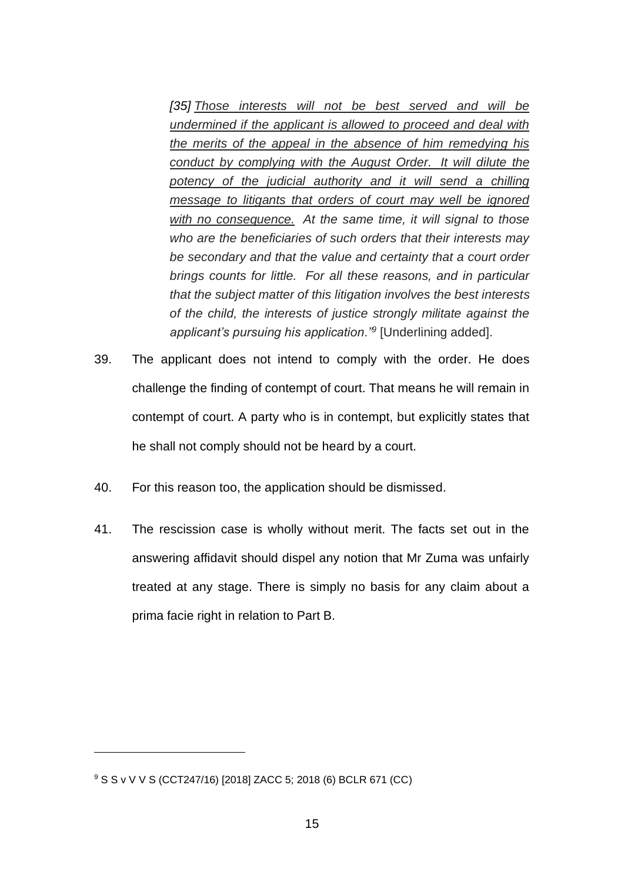> *[35] <u>Those interests will not be best served and will be undermined if the applicant is allowed to proceed and deal with the merits of the appeal in the absence of him remedying his conduct by complying with the August Order. It will dilute the potency of the judicial authority and it will send a chilling message to litigants that orders of court may well be ignored with no consequence.</u> At the same time, it will signal to those who are the beneficiaries of such orders that their interests may be secondary and that the value and certainty that a court order brings counts for little. For all these reasons, and in particular that the subject matter of this litigation involves the best interests of the child, the interests of justice strongly militate against the applicant's pursuing his application."*[9] [Underlining added].

39. The applicant does not intend to comply with the order. He does challenge the finding of contempt of court. That means he will remain in contempt of court. A party who is in contempt, but explicitly states that he shall not comply should not be heard by a court.

40. For this reason too, the application should be dismissed.

41. The rescission case is wholly without merit. The facts set out in the answering affidavit should dispel any notion that Mr Zuma was unfairly treated at any stage. There is simply no basis for any claim about a prima facie right in relation to Part B.

---

[9] S S v V V S (CCT247/16) [2018] ZACC 5; 2018 (6) BCLR 671 (CC)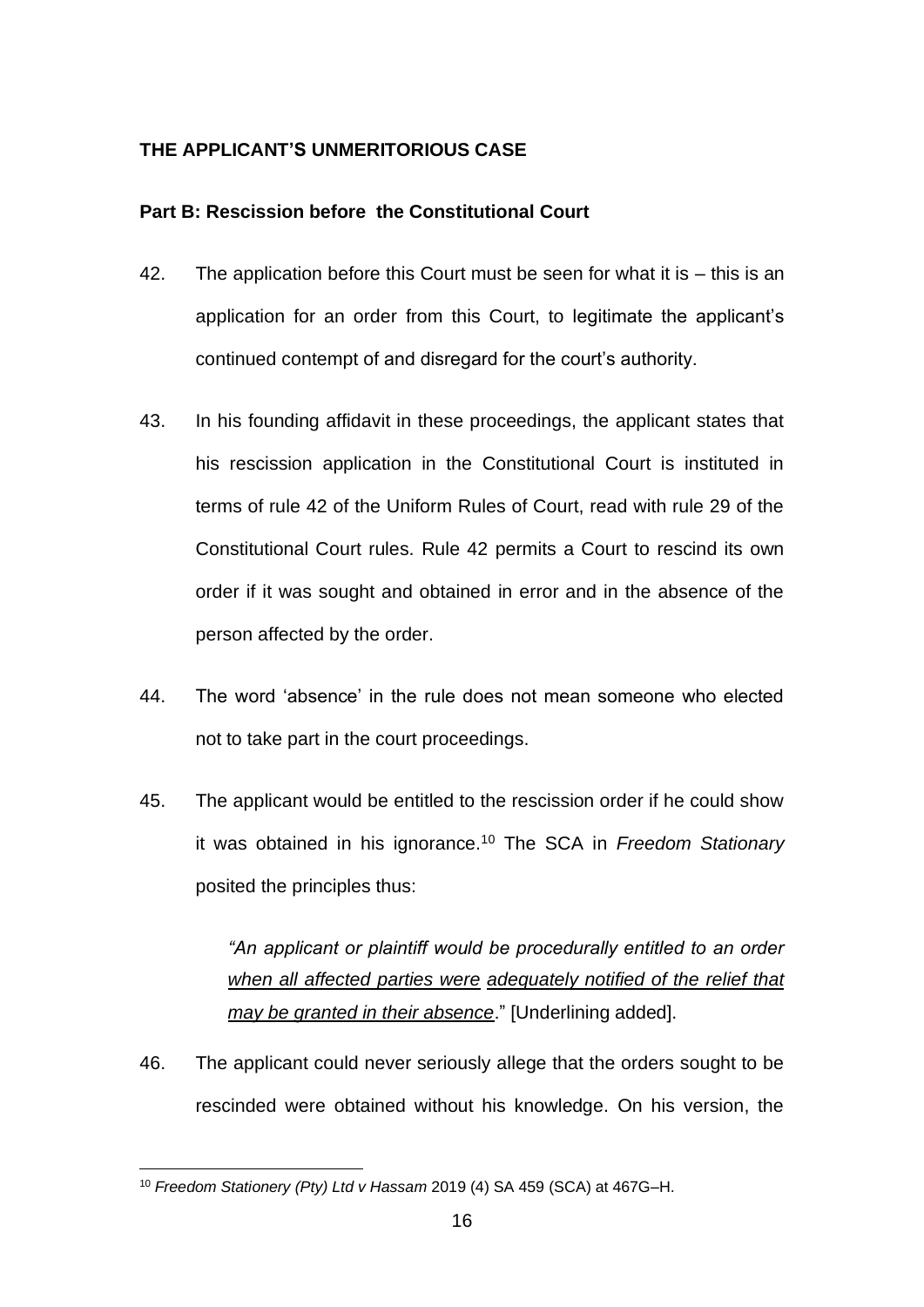## THE APPLICANT'S UNMERITORIOUS CASE

### Part B: Rescission before the Constitutional Court

42. The application before this Court must be seen for what it is – this is an application for an order from this Court, to legitimate the applicant's continued contempt of and disregard for the court's authority.

43. In his founding affidavit in these proceedings, the applicant states that his rescission application in the Constitutional Court is instituted in terms of rule 42 of the Uniform Rules of Court, read with rule 29 of the Constitutional Court rules. Rule 42 permits a Court to rescind its own order if it was sought and obtained in error and in the absence of the person affected by the order.

44. The word 'absence' in the rule does not mean someone who elected not to take part in the court proceedings.

45. The applicant would be entitled to the rescission order if he could show it was obtained in his ignorance.[10] The SCA in *Freedom Stationary* posited the principles thus:

    *"An applicant or plaintiff would be procedurally entitled to an order <u>when all affected parties were</u> <u>adequately notified of the relief that may be granted in their absence</u>."* [Underlining added].

46. The applicant could never seriously allege that the orders sought to be rescinded were obtained without his knowledge. On his version, the

---

[10] *Freedom Stationery (Pty) Ltd v Hassam* 2019 (4) SA 459 (SCA) at 467G–H.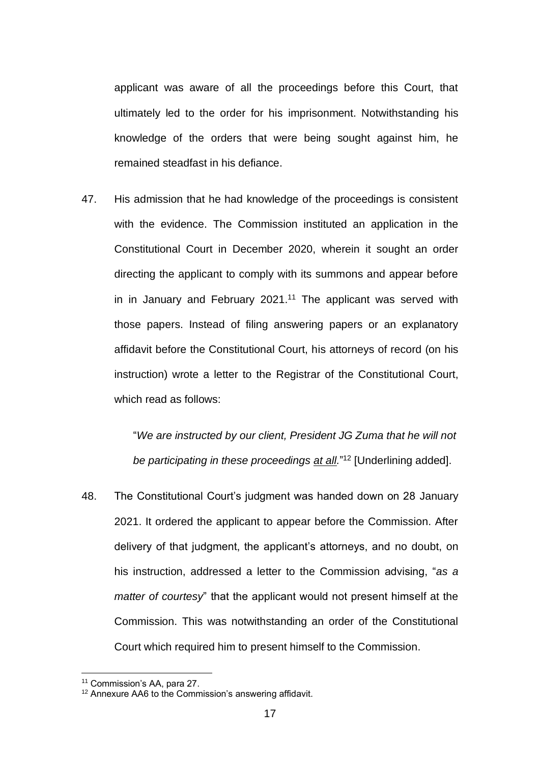applicant was aware of all the proceedings before this Court, that ultimately led to the order for his imprisonment. Notwithstanding his knowledge of the orders that were being sought against him, he remained steadfast in his defiance.

47. His admission that he had knowledge of the proceedings is consistent with the evidence. The Commission instituted an application in the Constitutional Court in December 2020, wherein it sought an order directing the applicant to comply with its summons and appear before in in January and February 2021.[11] The applicant was served with those papers. Instead of filing answering papers or an explanatory affidavit before the Constitutional Court, his attorneys of record (on his instruction) wrote a letter to the Registrar of the Constitutional Court, which read as follows:

   "*We are instructed by our client, President JG Zuma that he will not be participating in these proceedings <u>at all</u>.*"[12] [Underlining added].

48. The Constitutional Court's judgment was handed down on 28 January 2021. It ordered the applicant to appear before the Commission. After delivery of that judgment, the applicant's attorneys, and no doubt, on his instruction, addressed a letter to the Commission advising, "*as a matter of courtesy*" that the applicant would not present himself at the Commission. This was notwithstanding an order of the Constitutional Court which required him to present himself to the Commission.

---

[11] Commission's AA, para 27.

[12] Annexure AA6 to the Commission's answering affidavit.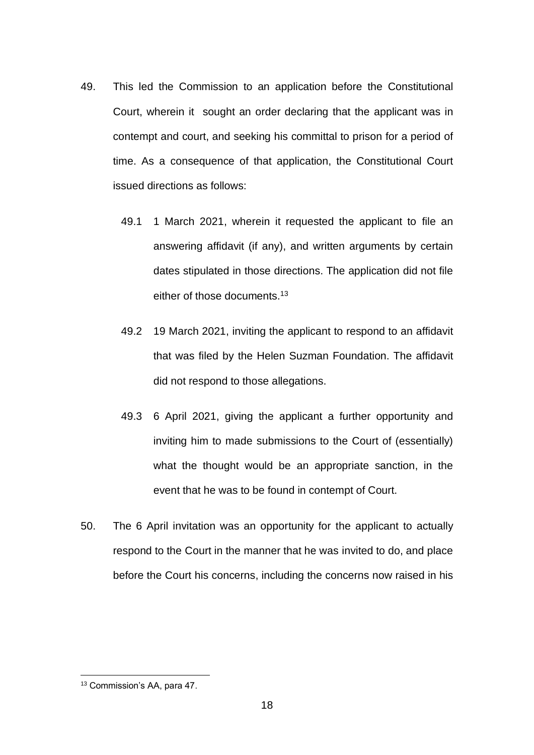49. This led the Commission to an application before the Constitutional Court, wherein it sought an order declaring that the applicant was in contempt and court, and seeking his committal to prison for a period of time. As a consequence of that application, the Constitutional Court issued directions as follows:

    49.1 1 March 2021, wherein it requested the applicant to file an answering affidavit (if any), and written arguments by certain dates stipulated in those directions. The application did not file either of those documents.[13]

    49.2 19 March 2021, inviting the applicant to respond to an affidavit that was filed by the Helen Suzman Foundation. The affidavit did not respond to those allegations.

    49.3 6 April 2021, giving the applicant a further opportunity and inviting him to made submissions to the Court of (essentially) what the thought would be an appropriate sanction, in the event that he was to be found in contempt of Court.

50. The 6 April invitation was an opportunity for the applicant to actually respond to the Court in the manner that he was invited to do, and place before the Court his concerns, including the concerns now raised in his

---

[13] Commission's AA, para 47.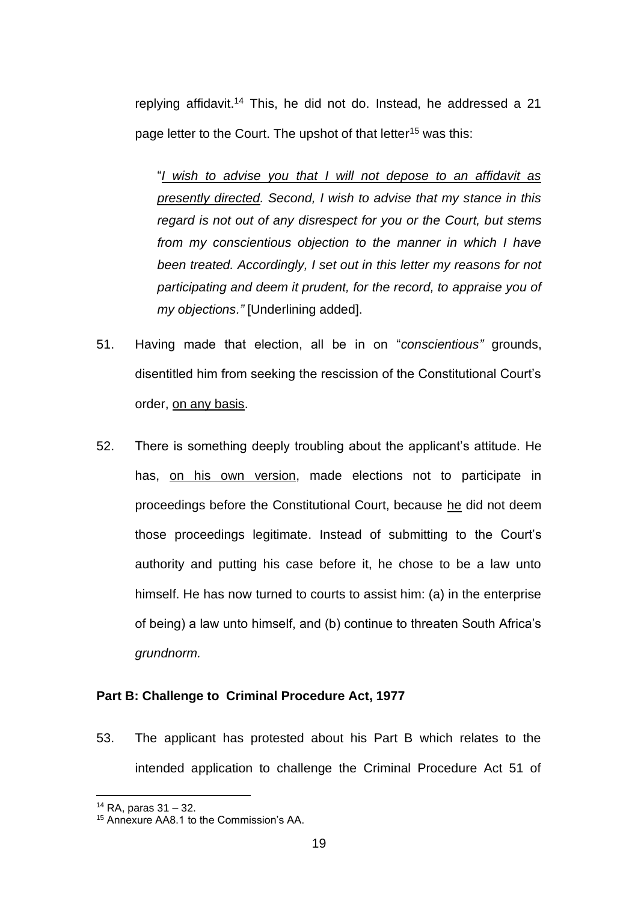replying affidavit.[14] This, he did not do. Instead, he addressed a 21 page letter to the Court. The upshot of that letter[15] was this:

> "*I wish to advise you that I will not depose to an affidavit as presently directed. Second, I wish to advise that my stance in this regard is not out of any disrespect for you or the Court, but stems from my conscientious objection to the manner in which I have been treated. Accordingly, I set out in this letter my reasons for not participating and deem it prudent, for the record, to appraise you of my objections."* [Underlining added].

51. Having made that election, all be in on "*conscientious"* grounds, disentitled him from seeking the rescission of the Constitutional Court's order, on any basis.

52. There is something deeply troubling about the applicant's attitude. He has, on his own version, made elections not to participate in proceedings before the Constitutional Court, because he did not deem those proceedings legitimate. Instead of submitting to the Court's authority and putting his case before it, he chose to be a law unto himself. He has now turned to courts to assist him: (a) in the enterprise of being) a law unto himself, and (b) continue to threaten South Africa's *grundnorm.*

**Part B: Challenge to Criminal Procedure Act, 1977**

53. The applicant has protested about his Part B which relates to the intended application to challenge the Criminal Procedure Act 51 of

---

[14] RA, paras 31 – 32.

[15] Annexure AA8.1 to the Commission's AA.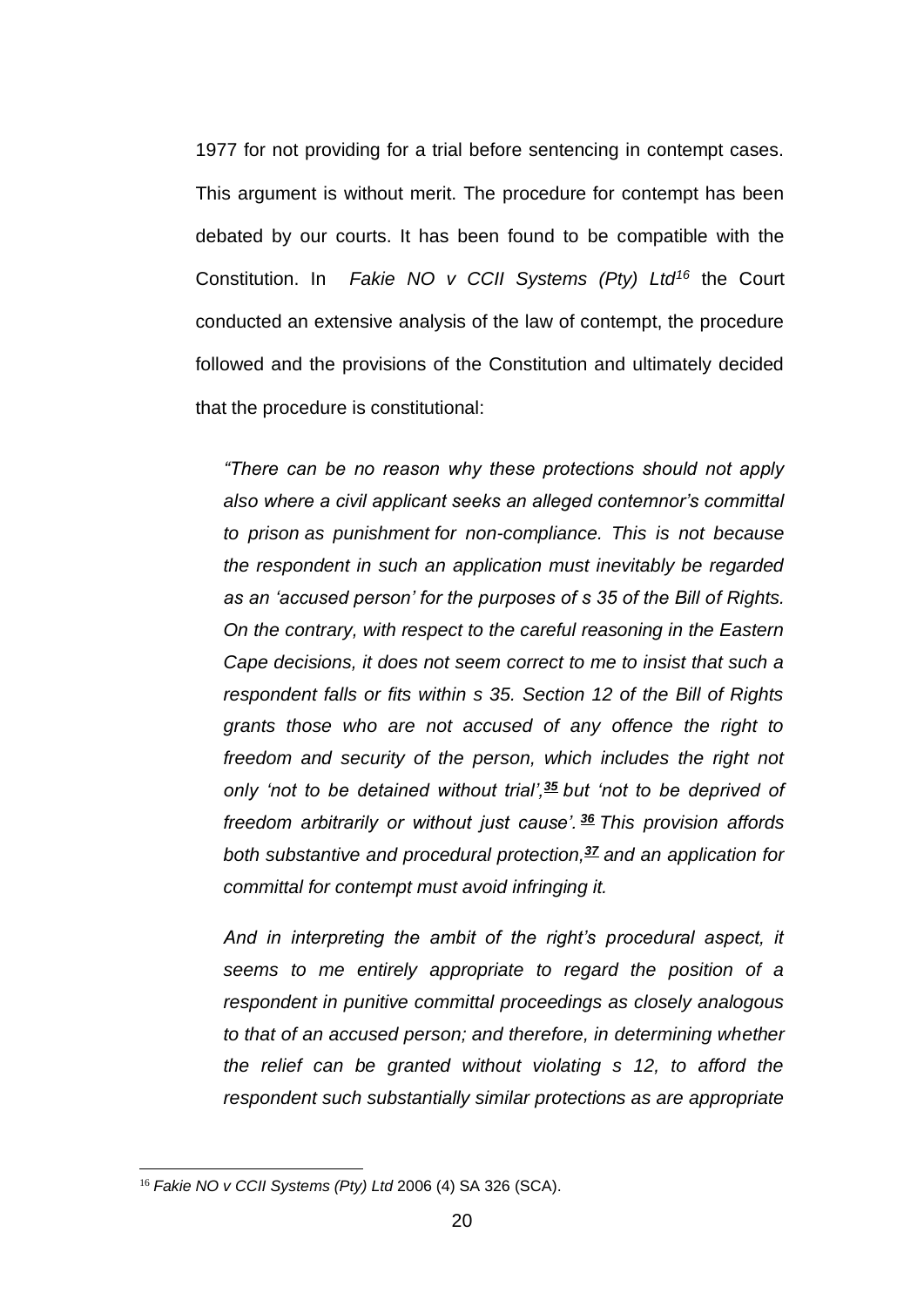1977 for not providing for a trial before sentencing in contempt cases. This argument is without merit. The procedure for contempt has been debated by our courts. It has been found to be compatible with the Constitution. In *Fakie NO v CCII Systems (Pty) Ltd*[16] the Court conducted an extensive analysis of the law of contempt, the procedure followed and the provisions of the Constitution and ultimately decided that the procedure is constitutional:

> *"There can be no reason why these protections should not apply also where a civil applicant seeks an alleged contemnor's committal to prison as punishment for non-compliance. This is not because the respondent in such an application must inevitably be regarded as an 'accused person' for the purposes of s 35 of the Bill of Rights. On the contrary, with respect to the careful reasoning in the Eastern Cape decisions, it does not seem correct to me to insist that such a respondent falls or fits within s 35. Section 12 of the Bill of Rights grants those who are not accused of any offence the right to freedom and security of the person, which includes the right not only 'not to be detained without trial',[35] but 'not to be deprived of freedom arbitrarily or without just cause'.[36] This provision affords both substantive and procedural protection,[37] and an application for committal for contempt must avoid infringing it.*
>
> *And in interpreting the ambit of the right's procedural aspect, it seems to me entirely appropriate to regard the position of a respondent in punitive committal proceedings as closely analogous to that of an accused person; and therefore, in determining whether the relief can be granted without violating s 12, to afford the respondent such substantially similar protections as are appropriate*

[16] *Fakie NO v CCII Systems (Pty) Ltd* 2006 (4) SA 326 (SCA).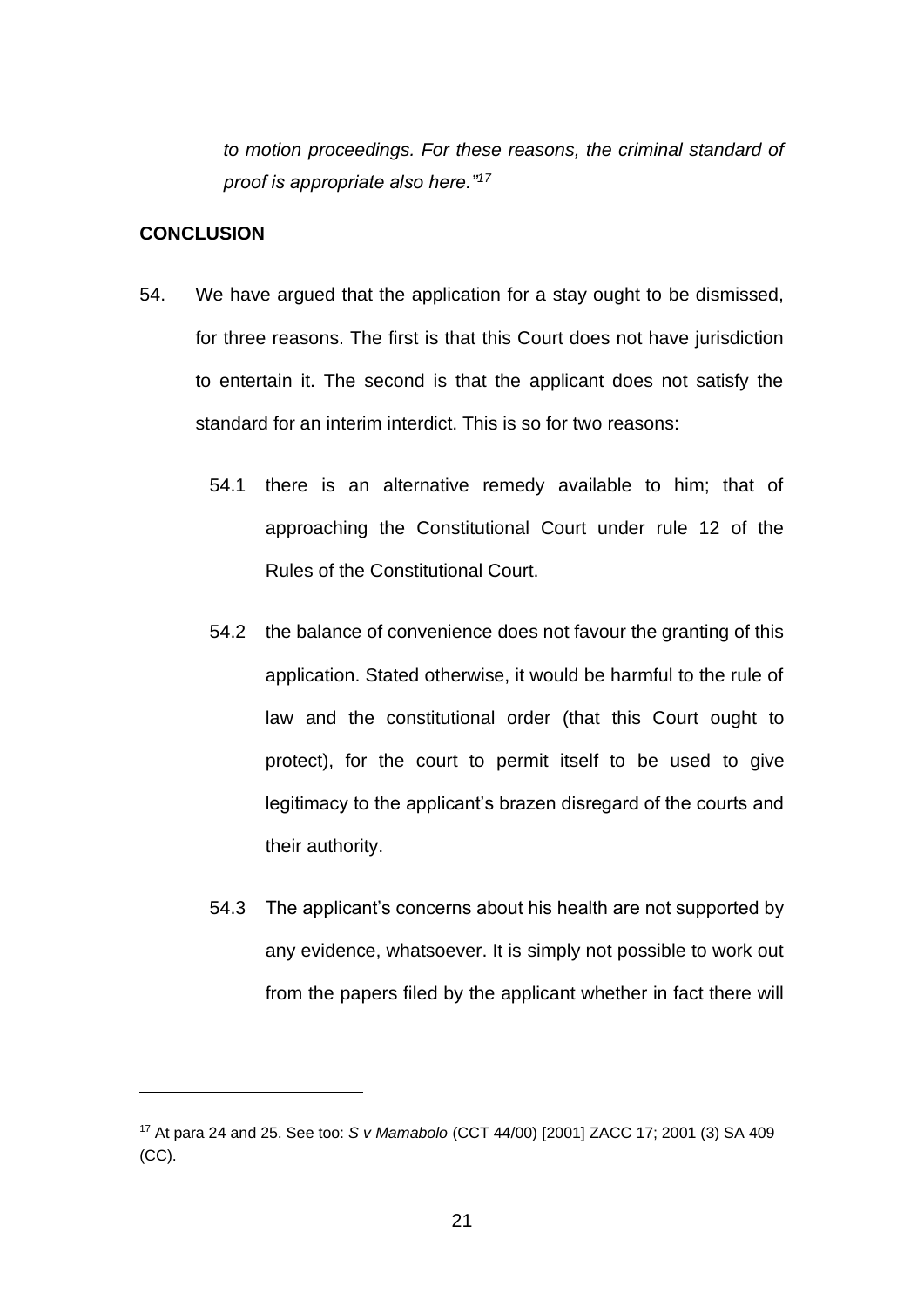*to motion proceedings. For these reasons, the criminal standard of proof is appropriate also here."*[17]

**CONCLUSION**

54. We have argued that the application for a stay ought to be dismissed, for three reasons. The first is that this Court does not have jurisdiction to entertain it. The second is that the applicant does not satisfy the standard for an interim interdict. This is so for two reasons:

    54.1 there is an alternative remedy available to him; that of approaching the Constitutional Court under rule 12 of the Rules of the Constitutional Court.

    54.2 the balance of convenience does not favour the granting of this application. Stated otherwise, it would be harmful to the rule of law and the constitutional order (that this Court ought to protect), for the court to permit itself to be used to give legitimacy to the applicant's brazen disregard of the courts and their authority.

    54.3 The applicant's concerns about his health are not supported by any evidence, whatsoever. It is simply not possible to work out from the papers filed by the applicant whether in fact there will

---

[17] At para 24 and 25. See too: *S v Mamabolo* (CCT 44/00) [2001] ZACC 17; 2001 (3) SA 409 (CC).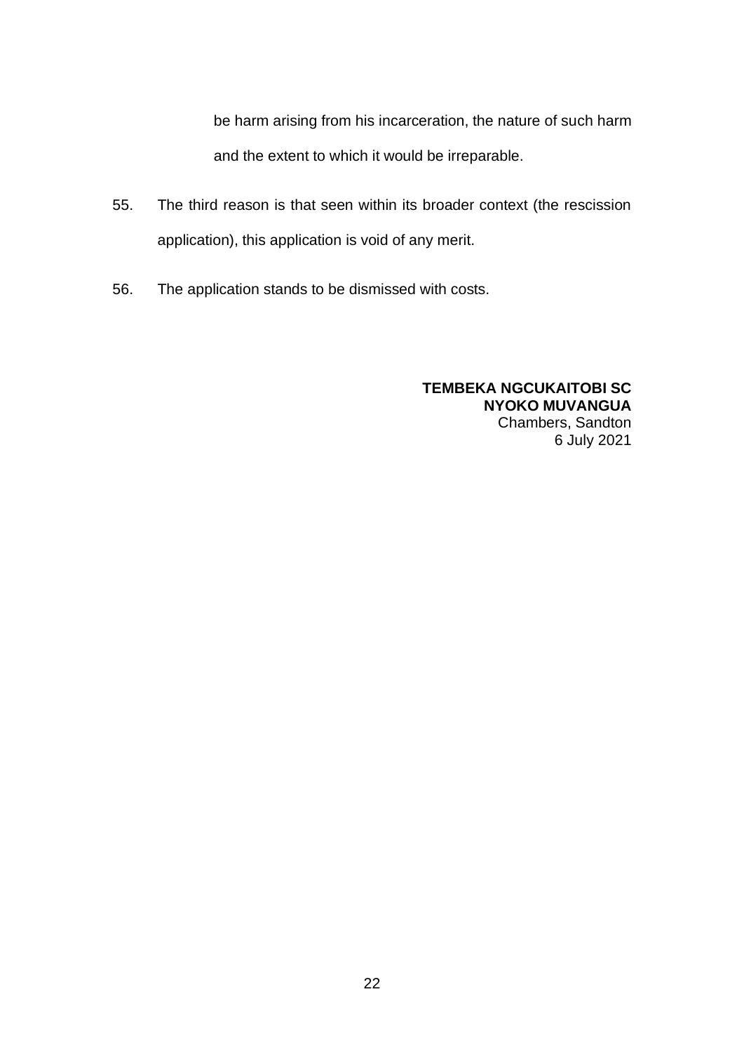be harm arising from his incarceration, the nature of such harm and the extent to which it would be irreparable.

55. The third reason is that seen within its broader context (the rescission application), this application is void of any merit.

56. The application stands to be dismissed with costs.

**TEMBEKA NGCUKAITOBI SC**
**NYOKO MUVANGUA**
Chambers, Sandton
6 July 2021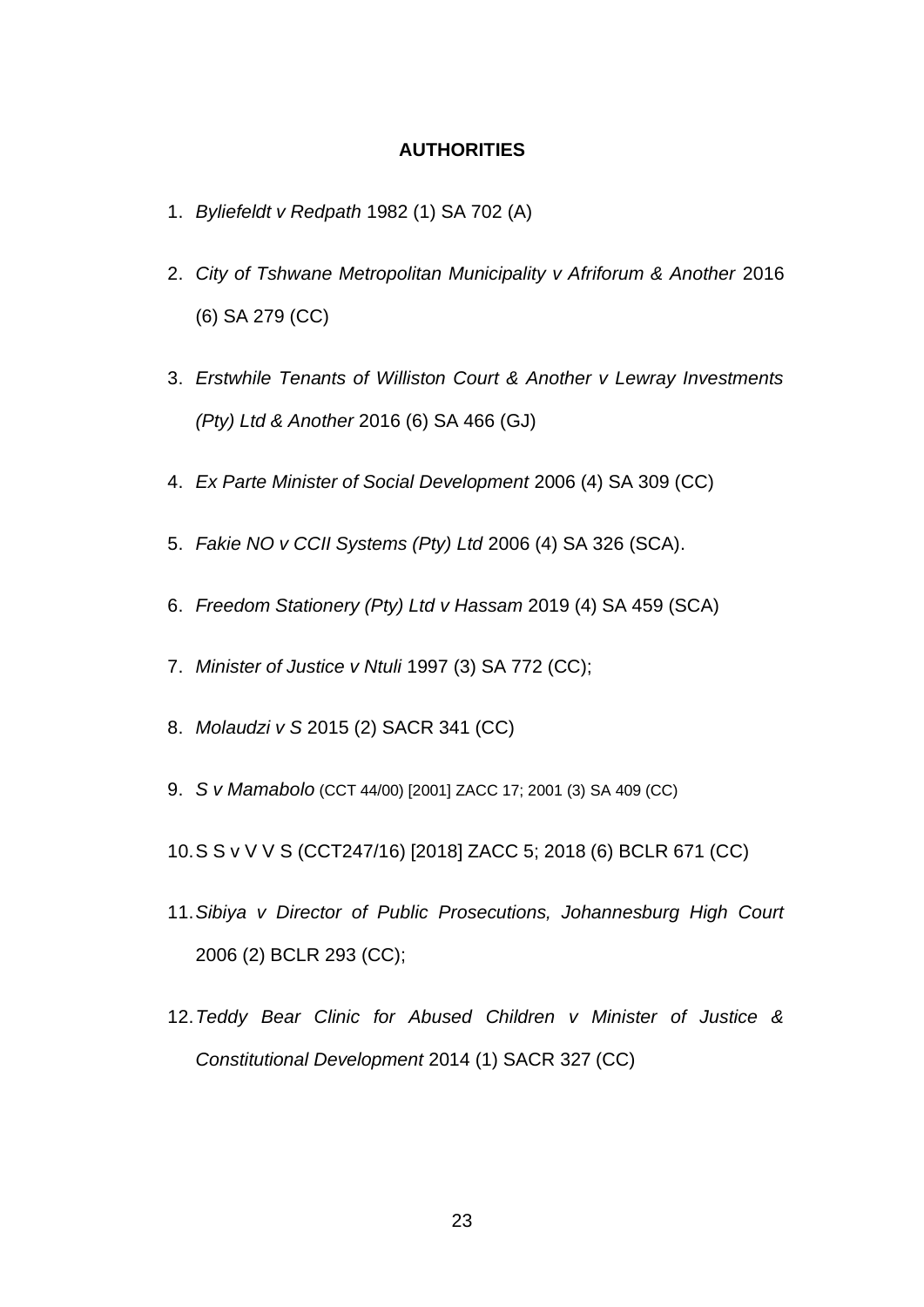**AUTHORITIES**

1. *Byliefeldt v Redpath* 1982 (1) SA 702 (A)
2. *City of Tshwane Metropolitan Municipality v Afriforum & Another* 2016 (6) SA 279 (CC)
3. *Erstwhile Tenants of Williston Court & Another v Lewray Investments (Pty) Ltd & Another* 2016 (6) SA 466 (GJ)
4. *Ex Parte Minister of Social Development* 2006 (4) SA 309 (CC)
5. *Fakie NO v CCII Systems (Pty) Ltd* 2006 (4) SA 326 (SCA).
6. *Freedom Stationery (Pty) Ltd v Hassam* 2019 (4) SA 459 (SCA)
7. *Minister of Justice v Ntuli* 1997 (3) SA 772 (CC);
8. *Molaudzi v S* 2015 (2) SACR 341 (CC)
9. *S v Mamabolo* (CCT 44/00) [2001] ZACC 17; 2001 (3) SA 409 (CC)
10. S S v V V S (CCT247/16) [2018] ZACC 5; 2018 (6) BCLR 671 (CC)
11. *Sibiya v Director of Public Prosecutions, Johannesburg High Court* 2006 (2) BCLR 293 (CC);
12. *Teddy Bear Clinic for Abused Children v Minister of Justice & Constitutional Development* 2014 (1) SACR 327 (CC)